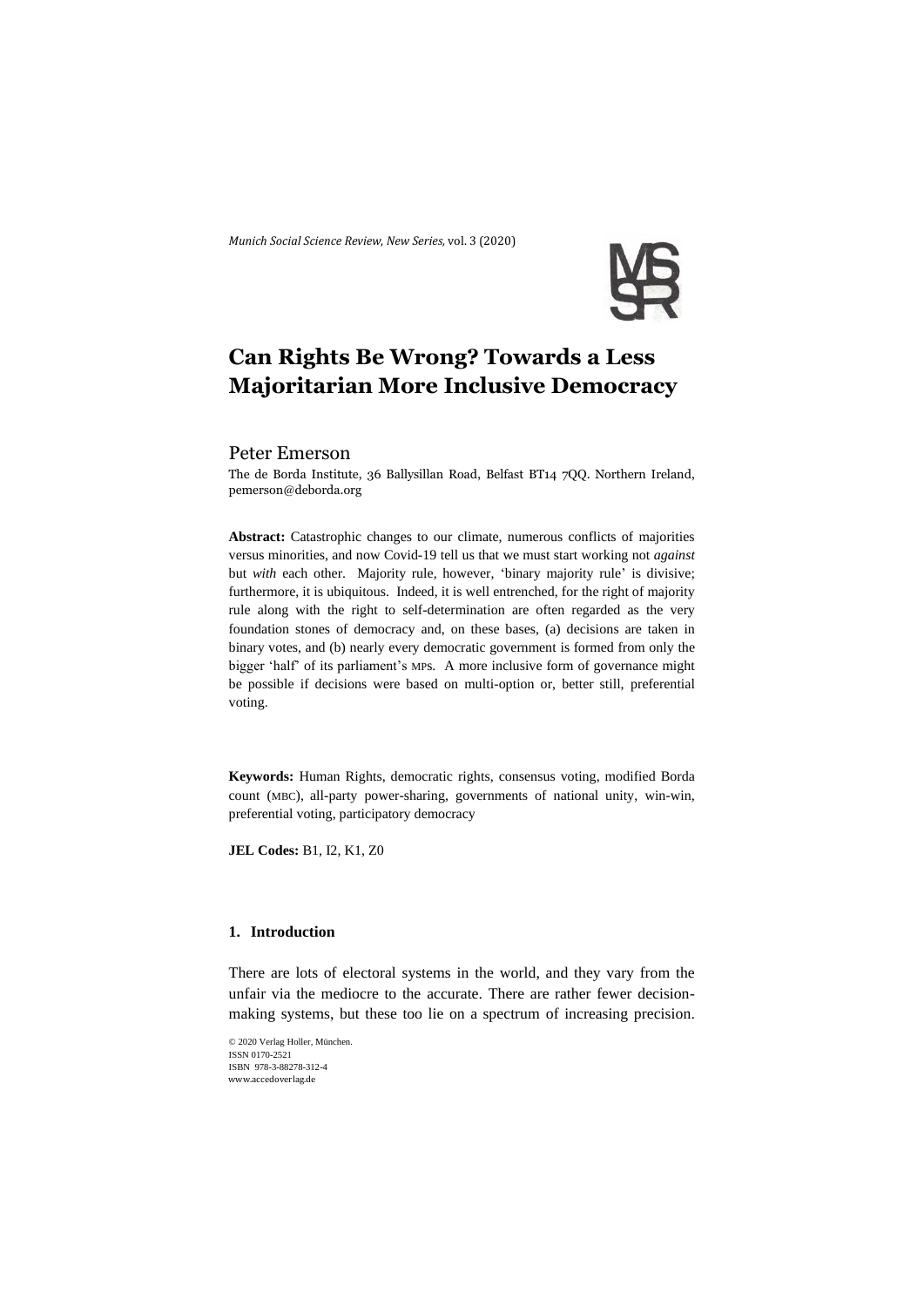*Munich Social Science Review, New Series,* vol. 3 (2020)

# Can Rights Be Wrong? Towards a Less Majoritarian More Inclusive Democracy

Peter Emerson

The de Borda Institute, 36 Ballysillan Road, Belfast BT14 7QQ. Northern Ireland, pemerson@deborda.org

**Abstract:** Catastrophic changes to our climate, numerous conflicts of majorities versus minorities, and now Covid-19 tell us that we must start working not *against* but *with* each other. Majority rule, however, 'binary majority rule' is divisive; furthermore, it is ubiquitous. Indeed, it is well entrenched, for the right of majority rule along with the right to self-determination are often regarded as the very foundation stones of democracy and, on these bases, (a) decisions are taken in binary votes, and (b) nearly every democratic government is formed from only the bigger 'half' of its parliament's MPs. A more inclusive form of governance might be possible if decisions were based on multi-option or, better still, preferential voting.

**Keywords:** Human Rights, democratic rights, consensus voting, modified Borda count (MBC), all-party power-sharing, governments of national unity, win-win, preferential voting, participatory democracy

**JEL Codes:** B1, I2, K1, Z0

## 1. Introduction

There are lots of electoral systems in the world, and they vary from the unfair via the mediocre to the accurate. There are rather fewer decision-making systems, but these too lie on a spectrum of increasing precision.

© 2020 Verlag Holler, München.
ISSN 0170-2521
ISBN 978-3-88278-312-4
www.accedoverlag.de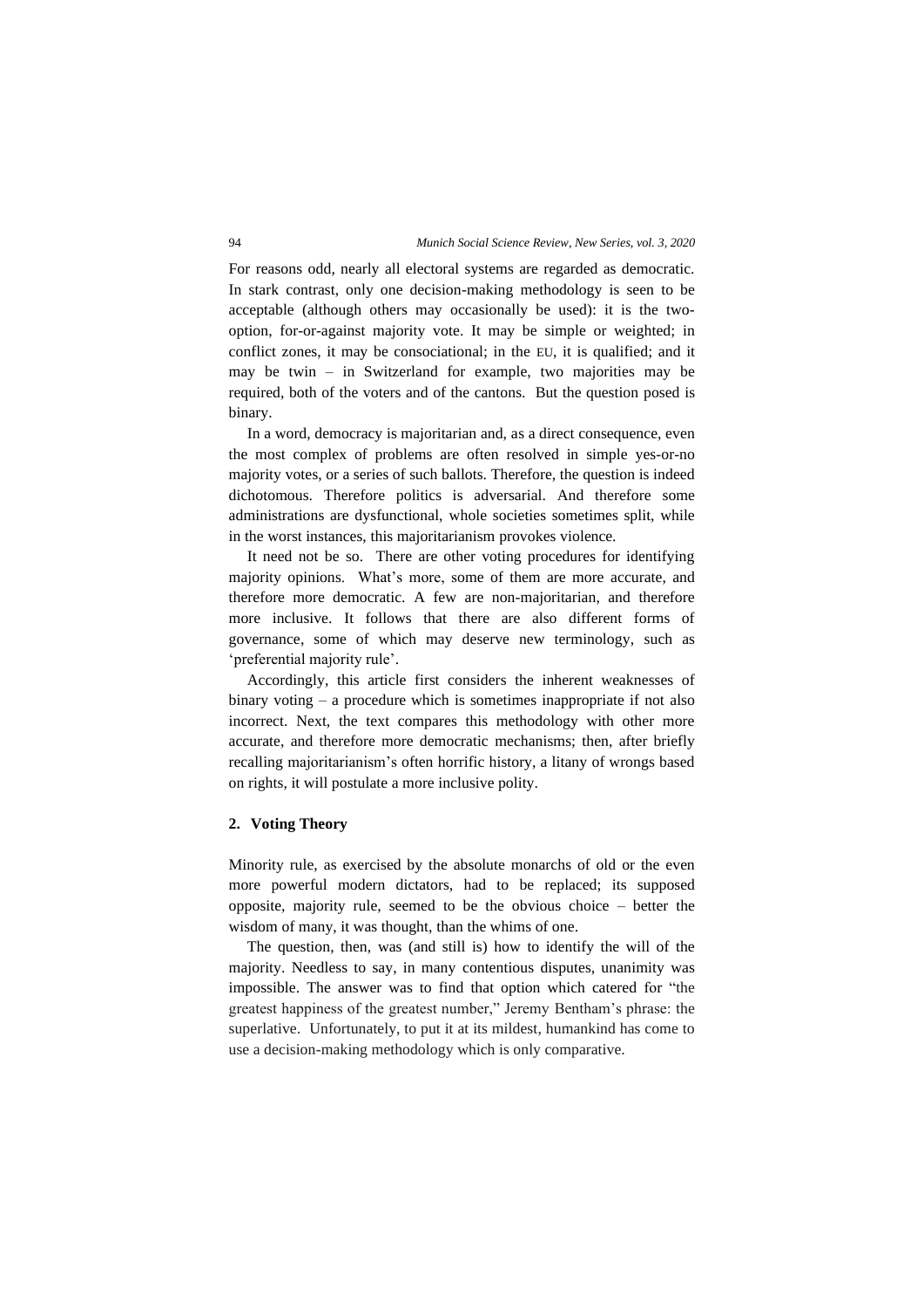For reasons odd, nearly all electoral systems are regarded as democratic. In stark contrast, only one decision-making methodology is seen to be acceptable (although others may occasionally be used): it is the two-option, for-or-against majority vote. It may be simple or weighted; in conflict zones, it may be consociational; in the EU, it is qualified; and it may be twin – in Switzerland for example, two majorities may be required, both of the voters and of the cantons. But the question posed is binary.

In a word, democracy is majoritarian and, as a direct consequence, even the most complex of problems are often resolved in simple yes-or-no majority votes, or a series of such ballots. Therefore, the question is indeed dichotomous. Therefore politics is adversarial. And therefore some administrations are dysfunctional, whole societies sometimes split, while in the worst instances, this majoritarianism provokes violence.

It need not be so. There are other voting procedures for identifying majority opinions. What's more, some of them are more accurate, and therefore more democratic. A few are non-majoritarian, and therefore more inclusive. It follows that there are also different forms of governance, some of which may deserve new terminology, such as 'preferential majority rule'.

Accordingly, this article first considers the inherent weaknesses of binary voting – a procedure which is sometimes inappropriate if not also incorrect. Next, the text compares this methodology with other more accurate, and therefore more democratic mechanisms; then, after briefly recalling majoritarianism's often horrific history, a litany of wrongs based on rights, it will postulate a more inclusive polity.

## 2. Voting Theory

Minority rule, as exercised by the absolute monarchs of old or the even more powerful modern dictators, had to be replaced; its supposed opposite, majority rule, seemed to be the obvious choice – better the wisdom of many, it was thought, than the whims of one.

The question, then, was (and still is) how to identify the will of the majority. Needless to say, in many contentious disputes, unanimity was impossible. The answer was to find that option which catered for "the greatest happiness of the greatest number," Jeremy Bentham's phrase: the superlative. Unfortunately, to put it at its mildest, humankind has come to use a decision-making methodology which is only comparative.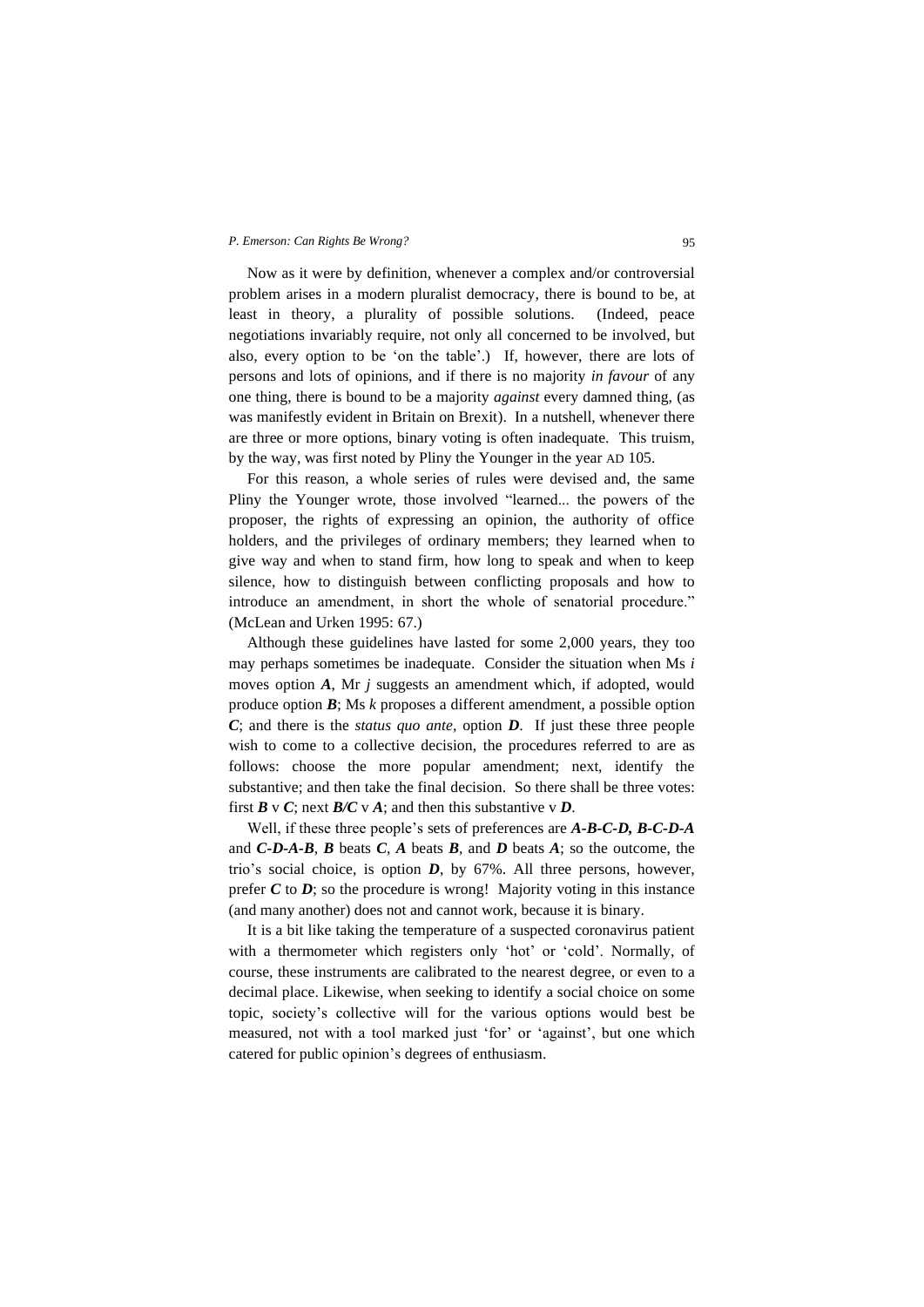Now as it were by definition, whenever a complex and/or controversial problem arises in a modern pluralist democracy, there is bound to be, at least in theory, a plurality of possible solutions. (Indeed, peace negotiations invariably require, not only all concerned to be involved, but also, every option to be 'on the table'.) If, however, there are lots of persons and lots of opinions, and if there is no majority *in favour* of any one thing, there is bound to be a majority *against* every damned thing, (as was manifestly evident in Britain on Brexit). In a nutshell, whenever there are three or more options, binary voting is often inadequate. This truism, by the way, was first noted by Pliny the Younger in the year AD 105.

For this reason, a whole series of rules were devised and, the same Pliny the Younger wrote, those involved "learned... the powers of the proposer, the rights of expressing an opinion, the authority of office holders, and the privileges of ordinary members; they learned when to give way and when to stand firm, how long to speak and when to keep silence, how to distinguish between conflicting proposals and how to introduce an amendment, in short the whole of senatorial procedure." (McLean and Urken 1995: 67.)

Although these guidelines have lasted for some 2,000 years, they too may perhaps sometimes be inadequate. Consider the situation when Ms *i* moves option ***A***, Mr *j* suggests an amendment which, if adopted, would produce option ***B***; Ms *k* proposes a different amendment, a possible option ***C***; and there is the *status quo ante*, option ***D***. If just these three people wish to come to a collective decision, the procedures referred to are as follows: choose the more popular amendment; next, identify the substantive; and then take the final decision. So there shall be three votes: first ***B*** v ***C***; next ***B/C*** v ***A***; and then this substantive v ***D***.

Well, if these three people's sets of preferences are ***A-B-C-D, B-C-D-A*** and ***C-D-A-B***, ***B*** beats ***C***, ***A*** beats ***B***, and ***D*** beats ***A***; so the outcome, the trio's social choice, is option ***D***, by 67%. All three persons, however, prefer ***C*** to ***D***; so the procedure is wrong! Majority voting in this instance (and many another) does not and cannot work, because it is binary.

It is a bit like taking the temperature of a suspected coronavirus patient with a thermometer which registers only 'hot' or 'cold'. Normally, of course, these instruments are calibrated to the nearest degree, or even to a decimal place. Likewise, when seeking to identify a social choice on some topic, society's collective will for the various options would best be measured, not with a tool marked just 'for' or 'against', but one which catered for public opinion's degrees of enthusiasm.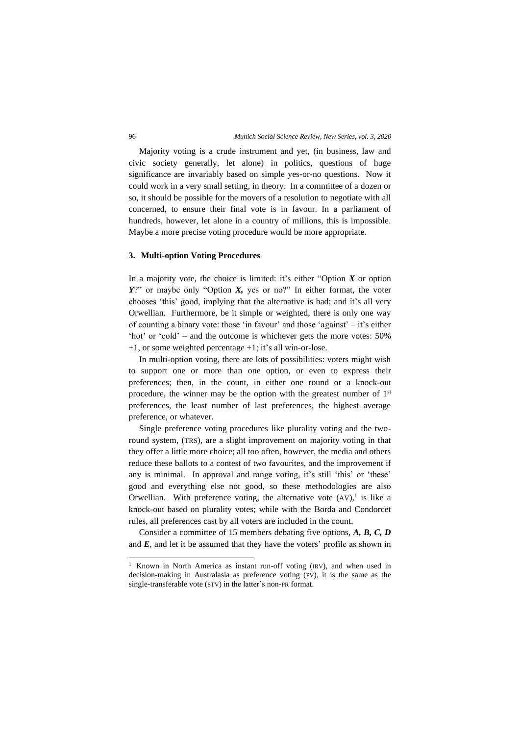Majority voting is a crude instrument and yet, (in business, law and civic society generally, let alone) in politics, questions of huge significance are invariably based on simple yes-or-no questions. Now it could work in a very small setting, in theory. In a committee of a dozen or so, it should be possible for the movers of a resolution to negotiate with all concerned, to ensure their final vote is in favour. In a parliament of hundreds, however, let alone in a country of millions, this is impossible. Maybe a more precise voting procedure would be more appropriate.

### 3. Multi-option Voting Procedures

In a majority vote, the choice is limited: it's either "Option ***X*** or option ***Y***?" or maybe only "Option ***X,*** yes or no?" In either format, the voter chooses 'this' good, implying that the alternative is bad; and it's all very Orwellian. Furthermore, be it simple or weighted, there is only one way of counting a binary vote: those 'in favour' and those 'against' – it's either 'hot' or 'cold' – and the outcome is whichever gets the more votes: 50% +1, or some weighted percentage +1; it's all win-or-lose.

In multi-option voting, there are lots of possibilities: voters might wish to support one or more than one option, or even to express their preferences; then, in the count, in either one round or a knock-out procedure, the winner may be the option with the greatest number of 1st preferences, the least number of last preferences, the highest average preference, or whatever.

Single preference voting procedures like plurality voting and the two-round system, (TRS), are a slight improvement on majority voting in that they offer a little more choice; all too often, however, the media and others reduce these ballots to a contest of two favourites, and the improvement if any is minimal. In approval and range voting, it's still 'this' or 'these' good and everything else not good, so these methodologies are also Orwellian. With preference voting, the alternative vote (AV),[1] is like a knock-out based on plurality votes; while with the Borda and Condorcet rules, all preferences cast by all voters are included in the count.

Consider a committee of 15 members debating five options, ***A, B, C, D*** and ***E***, and let it be assumed that they have the voters' profile as shown in

---

[1] Known in North America as instant run-off voting (IRV), and when used in decision-making in Australasia as preference voting (PV), it is the same as the single-transferable vote (STV) in the latter's non-PR format.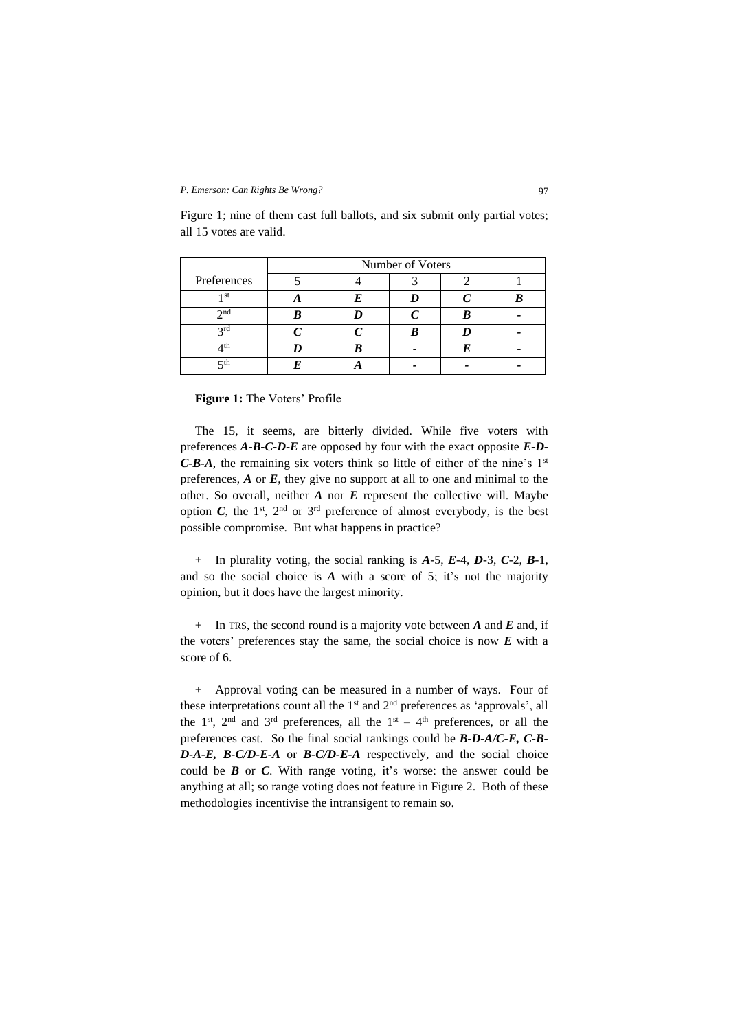Figure 1; nine of them cast full ballots, and six submit only partial votes; all 15 votes are valid.

| | Number of Voters | | | | |
|---|---|---|---|---|---|
| Preferences | 5 | 4 | 3 | 2 | 1 |
| 1st | ***A*** | ***E*** | ***D*** | ***C*** | ***B*** |
| 2nd | ***B*** | ***D*** | ***C*** | ***B*** | - |
| 3rd | ***C*** | ***C*** | ***B*** | ***D*** | - |
| 4th | ***D*** | ***B*** | - | ***E*** | - |
| 5th | ***E*** | ***A*** | - | - | - |

**Figure 1:** The Voters' Profile

The 15, it seems, are bitterly divided. While five voters with preferences ***A-B-C-D-E*** are opposed by four with the exact opposite ***E-D-C-B-A***, the remaining six voters think so little of either of the nine's 1st preferences, ***A*** or ***E***, they give no support at all to one and minimal to the other. So overall, neither ***A*** nor ***E*** represent the collective will. Maybe option ***C***, the 1st, 2nd or 3rd preference of almost everybody, is the best possible compromise. But what happens in practice?

+ In plurality voting, the social ranking is ***A***-5, ***E***-4, ***D***-3, ***C***-2, ***B***-1, and so the social choice is ***A*** with a score of 5; it's not the majority opinion, but it does have the largest minority.

+ In TRS, the second round is a majority vote between ***A*** and ***E*** and, if the voters' preferences stay the same, the social choice is now ***E*** with a score of 6.

+ Approval voting can be measured in a number of ways. Four of these interpretations count all the 1st and 2nd preferences as 'approvals', all the 1st, 2nd and 3rd preferences, all the 1st – 4th preferences, or all the preferences cast. So the final social rankings could be ***B-D-A/C-E, C-B-D-A-E, B-C/D-E-A*** or ***B-C/D-E-A*** respectively, and the social choice could be ***B*** or ***C***. With range voting, it's worse: the answer could be anything at all; so range voting does not feature in Figure 2. Both of these methodologies incentivise the intransigent to remain so.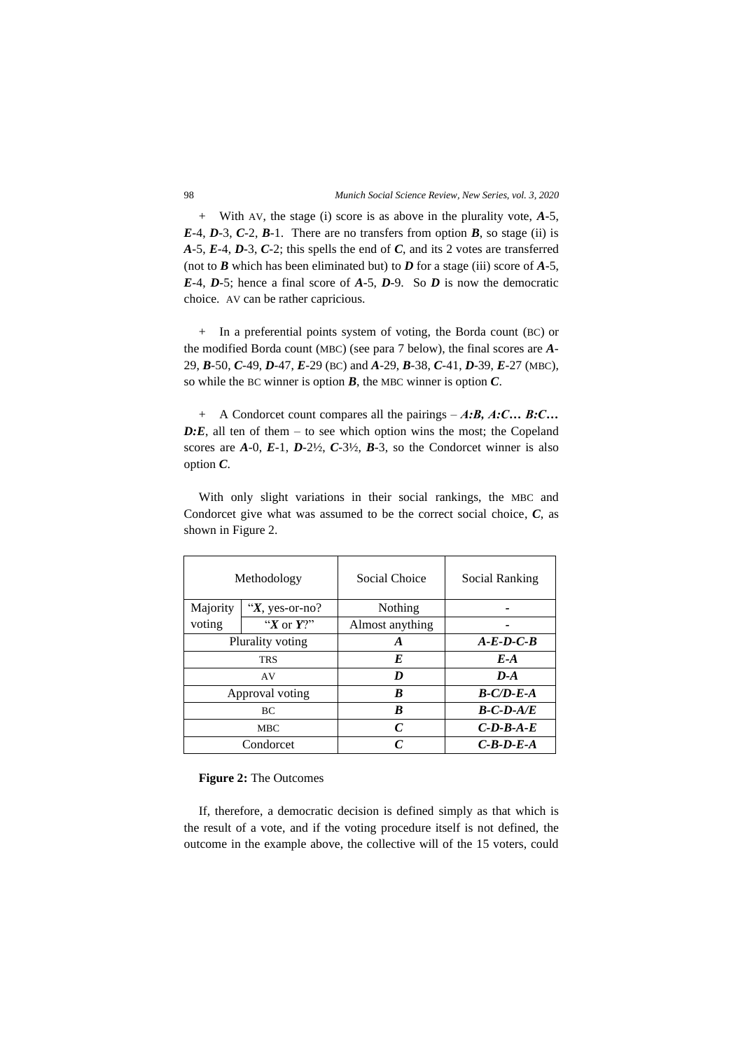+ With AV, the stage (i) score is as above in the plurality vote, ***A***-5, ***E***-4, ***D***-3, ***C***-2, ***B***-1. There are no transfers from option ***B***, so stage (ii) is ***A***-5, ***E***-4, ***D***-3, ***C***-2; this spells the end of ***C***, and its 2 votes are transferred (not to ***B*** which has been eliminated but) to ***D*** for a stage (iii) score of ***A***-5, ***E***-4, ***D***-5; hence a final score of ***A***-5, ***D***-9. So ***D*** is now the democratic choice. AV can be rather capricious.

+ In a preferential points system of voting, the Borda count (BC) or the modified Borda count (MBC) (see para 7 below), the final scores are ***A***-29, ***B***-50, ***C***-49, ***D***-47, ***E***-29 (BC) and ***A***-29, ***B***-38, ***C***-41, ***D***-39, ***E***-27 (MBC), so while the BC winner is option ***B***, the MBC winner is option ***C***.

+ A Condorcet count compares all the pairings – ***A:B, A:C… B:C… D:E***, all ten of them – to see which option wins the most; the Copeland scores are ***A***-0, ***E***-1, ***D***-2½, ***C***-3½, ***B***-3, so the Condorcet winner is also option ***C***.

With only slight variations in their social rankings, the MBC and Condorcet give what was assumed to be the correct social choice, ***C***, as shown in Figure 2.

| Methodology | | Social Choice | Social Ranking |
|---|---|---|---|
| Majority voting | "***X***, yes-or-no? | Nothing | - |
| | "***X*** or ***Y***?" | Almost anything | - |
| Plurality voting | | ***A*** | ***A-E-D-C-B*** |
| TRS | | ***E*** | ***E-A*** |
| AV | | ***D*** | ***D-A*** |
| Approval voting | | ***B*** | ***B-C/D-E-A*** |
| BC | | ***B*** | ***B-C-D-A/E*** |
| MBC | | ***C*** | ***C-D-B-A-E*** |
| Condorcet | | ***C*** | ***C-B-D-E-A*** |

**Figure 2:** The Outcomes

If, therefore, a democratic decision is defined simply as that which is the result of a vote, and if the voting procedure itself is not defined, the outcome in the example above, the collective will of the 15 voters, could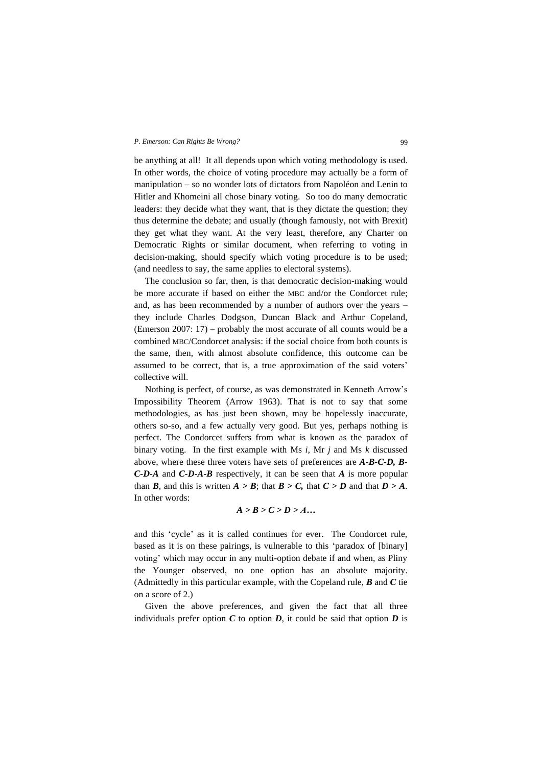be anything at all! It all depends upon which voting methodology is used. In other words, the choice of voting procedure may actually be a form of manipulation – so no wonder lots of dictators from Napoléon and Lenin to Hitler and Khomeini all chose binary voting. So too do many democratic leaders: they decide what they want, that is they dictate the question; they thus determine the debate; and usually (though famously, not with Brexit) they get what they want. At the very least, therefore, any Charter on Democratic Rights or similar document, when referring to voting in decision-making, should specify which voting procedure is to be used; (and needless to say, the same applies to electoral systems).

The conclusion so far, then, is that democratic decision-making would be more accurate if based on either the MBC and/or the Condorcet rule; and, as has been recommended by a number of authors over the years – they include Charles Dodgson, Duncan Black and Arthur Copeland, (Emerson 2007: 17) – probably the most accurate of all counts would be a combined MBC/Condorcet analysis: if the social choice from both counts is the same, then, with almost absolute confidence, this outcome can be assumed to be correct, that is, a true approximation of the said voters' collective will.

Nothing is perfect, of course, as was demonstrated in Kenneth Arrow's Impossibility Theorem (Arrow 1963). That is not to say that some methodologies, as has just been shown, may be hopelessly inaccurate, others so-so, and a few actually very good. But yes, perhaps nothing is perfect. The Condorcet suffers from what is known as the paradox of binary voting. In the first example with Ms *i*, Mr *j* and Ms *k* discussed above, where these three voters have sets of preferences are ***A-B-C-D, B-C-D-A*** and ***C-D-A-B*** respectively, it can be seen that ***A*** is more popular than ***B***, and this is written $A > B$; that $B > C$, that $C > D$ and that $D > A$. In other words:

$$A > B > C > D > A\ldots$$

and this 'cycle' as it is called continues for ever. The Condorcet rule, based as it is on these pairings, is vulnerable to this 'paradox of [binary] voting' which may occur in any multi-option debate if and when, as Pliny the Younger observed, no one option has an absolute majority. (Admittedly in this particular example, with the Copeland rule, ***B*** and ***C*** tie on a score of 2.)

Given the above preferences, and given the fact that all three individuals prefer option ***C*** to option ***D***, it could be said that option ***D*** is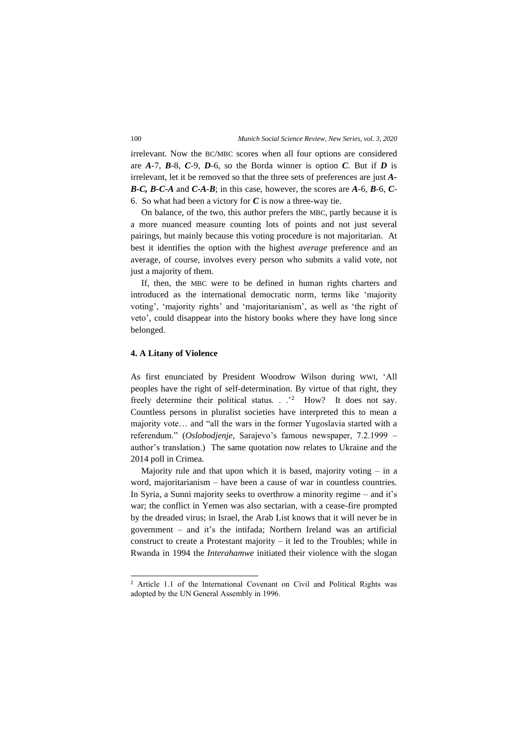irrelevant. Now the BC/MBC scores when all four options are considered are ***A***-7, ***B***-8, ***C***-9, ***D***-6, so the Borda winner is option ***C***. But if ***D*** is irrelevant, let it be removed so that the three sets of preferences are just ***A-B-C, B-C-A*** and ***C-A-B***; in this case, however, the scores are ***A***-6, ***B***-6, ***C***-6. So what had been a victory for ***C*** is now a three-way tie.

On balance, of the two, this author prefers the MBC, partly because it is a more nuanced measure counting lots of points and not just several pairings, but mainly because this voting procedure is not majoritarian. At best it identifies the option with the highest *average* preference and an average, of course, involves every person who submits a valid vote, not just a majority of them.

If, then, the MBC were to be defined in human rights charters and introduced as the international democratic norm, terms like 'majority voting', 'majority rights' and 'majoritarianism', as well as 'the right of veto', could disappear into the history books where they have long since belonged.

#### 4. A Litany of Violence

As first enunciated by President Woodrow Wilson during WWI, 'All peoples have the right of self-determination. By virtue of that right, they freely determine their political status. . .'[2] How? It does not say. Countless persons in pluralist societies have interpreted this to mean a majority vote… and "all the wars in the former Yugoslavia started with a referendum." (*Oslobodjenje*, Sarajevo's famous newspaper, 7.2.1999 – author's translation.) The same quotation now relates to Ukraine and the 2014 poll in Crimea.

Majority rule and that upon which it is based, majority voting – in a word, majoritarianism – have been a cause of war in countless countries. In Syria, a Sunni majority seeks to overthrow a minority regime – and it's war; the conflict in Yemen was also sectarian, with a cease-fire prompted by the dreaded virus; in Israel, the Arab List knows that it will never be in government – and it's the intifada; Northern Ireland was an artificial construct to create a Protestant majority – it led to the Troubles; while in Rwanda in 1994 the *Interahamwe* initiated their violence with the slogan

---

[2] Article 1.1 of the International Covenant on Civil and Political Rights was adopted by the UN General Assembly in 1996.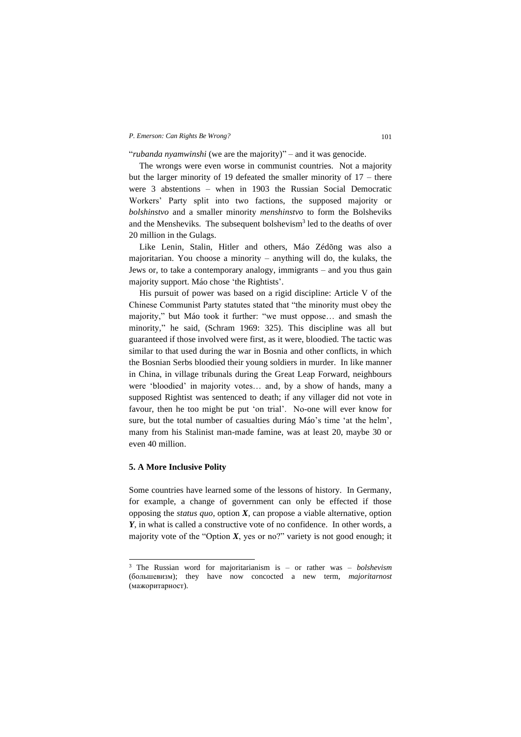"*rubanda nyamwinshi* (we are the majority)" – and it was genocide.

The wrongs were even worse in communist countries. Not a majority but the larger minority of 19 defeated the smaller minority of 17 – there were 3 abstentions – when in 1903 the Russian Social Democratic Workers' Party split into two factions, the supposed majority or *bolshinstvo* and a smaller minority *menshinstvo* to form the Bolsheviks and the Mensheviks. The subsequent bolshevism[3] led to the deaths of over 20 million in the Gulags.

Like Lenin, Stalin, Hitler and others, Máo Zédōng was also a majoritarian. You choose a minority – anything will do, the kulaks, the Jews or, to take a contemporary analogy, immigrants – and you thus gain majority support. Máo chose 'the Rightists'.

His pursuit of power was based on a rigid discipline: Article V of the Chinese Communist Party statutes stated that "the minority must obey the majority," but Máo took it further: "we must oppose… and smash the minority," he said, (Schram 1969: 325). This discipline was all but guaranteed if those involved were first, as it were, bloodied. The tactic was similar to that used during the war in Bosnia and other conflicts, in which the Bosnian Serbs bloodied their young soldiers in murder. In like manner in China, in village tribunals during the Great Leap Forward, neighbours were 'bloodied' in majority votes… and, by a show of hands, many a supposed Rightist was sentenced to death; if any villager did not vote in favour, then he too might be put 'on trial'. No-one will ever know for sure, but the total number of casualties during Máo's time 'at the helm', many from his Stalinist man-made famine, was at least 20, maybe 30 or even 40 million.

### 5. A More Inclusive Polity

Some countries have learned some of the lessons of history. In Germany, for example, a change of government can only be effected if those opposing the *status quo*, option ***X***, can propose a viable alternative, option ***Y***, in what is called a constructive vote of no confidence. In other words, a majority vote of the "Option ***X***, yes or no?" variety is not good enough; it

---

[3] The Russian word for majoritarianism is – or rather was – *bolshevism* (большевизм); they have now concocted a new term, *majoritarnost* (мажоритарност).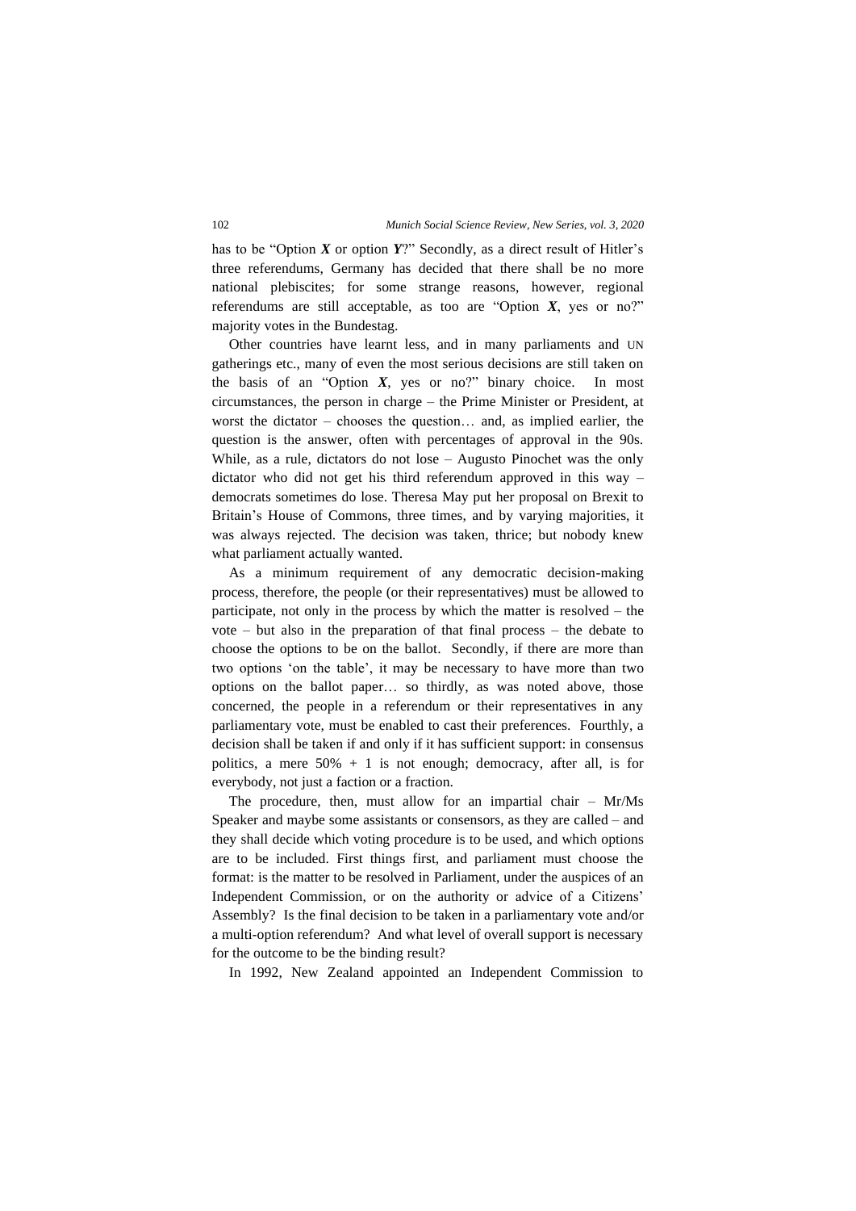has to be "Option ***X*** or option ***Y***?" Secondly, as a direct result of Hitler's three referendums, Germany has decided that there shall be no more national plebiscites; for some strange reasons, however, regional referendums are still acceptable, as too are "Option ***X***, yes or no?" majority votes in the Bundestag.

Other countries have learnt less, and in many parliaments and UN gatherings etc., many of even the most serious decisions are still taken on the basis of an "Option ***X***, yes or no?" binary choice. In most circumstances, the person in charge – the Prime Minister or President, at worst the dictator – chooses the question… and, as implied earlier, the question is the answer, often with percentages of approval in the 90s. While, as a rule, dictators do not lose – Augusto Pinochet was the only dictator who did not get his third referendum approved in this way – democrats sometimes do lose. Theresa May put her proposal on Brexit to Britain's House of Commons, three times, and by varying majorities, it was always rejected. The decision was taken, thrice; but nobody knew what parliament actually wanted.

As a minimum requirement of any democratic decision-making process, therefore, the people (or their representatives) must be allowed to participate, not only in the process by which the matter is resolved – the vote – but also in the preparation of that final process – the debate to choose the options to be on the ballot. Secondly, if there are more than two options 'on the table', it may be necessary to have more than two options on the ballot paper… so thirdly, as was noted above, those concerned, the people in a referendum or their representatives in any parliamentary vote, must be enabled to cast their preferences. Fourthly, a decision shall be taken if and only if it has sufficient support: in consensus politics, a mere 50% + 1 is not enough; democracy, after all, is for everybody, not just a faction or a fraction.

The procedure, then, must allow for an impartial chair – Mr/Ms Speaker and maybe some assistants or consensors, as they are called – and they shall decide which voting procedure is to be used, and which options are to be included. First things first, and parliament must choose the format: is the matter to be resolved in Parliament, under the auspices of an Independent Commission, or on the authority or advice of a Citizens' Assembly? Is the final decision to be taken in a parliamentary vote and/or a multi-option referendum? And what level of overall support is necessary for the outcome to be the binding result?

In 1992, New Zealand appointed an Independent Commission to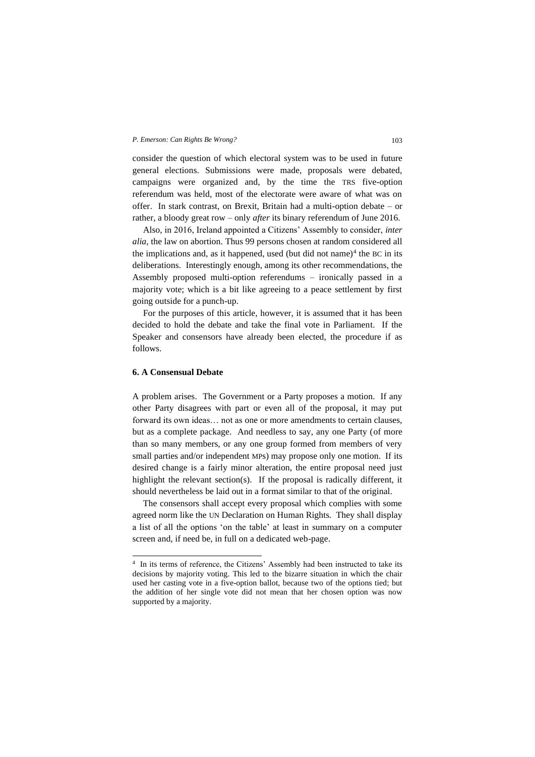consider the question of which electoral system was to be used in future general elections. Submissions were made, proposals were debated, campaigns were organized and, by the time the TRS five-option referendum was held, most of the electorate were aware of what was on offer. In stark contrast, on Brexit, Britain had a multi-option debate – or rather, a bloody great row – only *after* its binary referendum of June 2016.

Also, in 2016, Ireland appointed a Citizens' Assembly to consider, *inter alia*, the law on abortion. Thus 99 persons chosen at random considered all the implications and, as it happened, used (but did not name)[4] the BC in its deliberations. Interestingly enough, among its other recommendations, the Assembly proposed multi-option referendums – ironically passed in a majority vote; which is a bit like agreeing to a peace settlement by first going outside for a punch-up.

For the purposes of this article, however, it is assumed that it has been decided to hold the debate and take the final vote in Parliament. If the Speaker and consensors have already been elected, the procedure if as follows.

### 6. A Consensual Debate

A problem arises. The Government or a Party proposes a motion. If any other Party disagrees with part or even all of the proposal, it may put forward its own ideas… not as one or more amendments to certain clauses, but as a complete package. And needless to say, any one Party (of more than so many members, or any one group formed from members of very small parties and/or independent MPs) may propose only one motion. If its desired change is a fairly minor alteration, the entire proposal need just highlight the relevant section(s). If the proposal is radically different, it should nevertheless be laid out in a format similar to that of the original.

The consensors shall accept every proposal which complies with some agreed norm like the UN Declaration on Human Rights. They shall display a list of all the options 'on the table' at least in summary on a computer screen and, if need be, in full on a dedicated web-page.

---

[4] In its terms of reference, the Citizens' Assembly had been instructed to take its decisions by majority voting. This led to the bizarre situation in which the chair used her casting vote in a five-option ballot, because two of the options tied; but the addition of her single vote did not mean that her chosen option was now supported by a majority.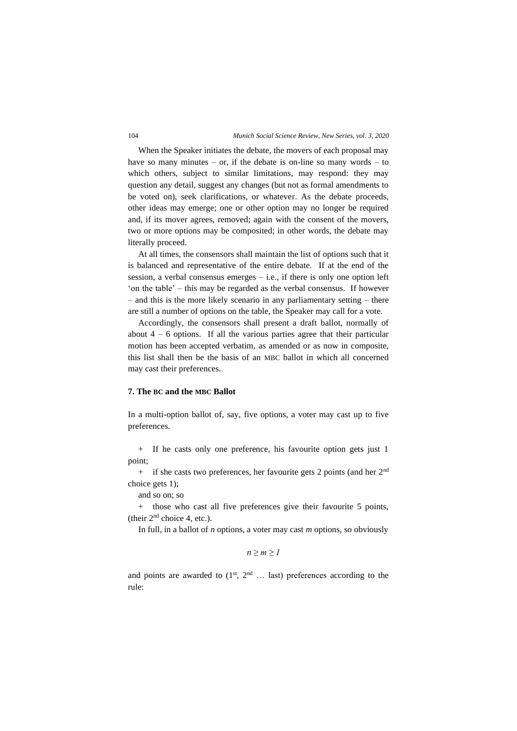When the Speaker initiates the debate, the movers of each proposal may have so many minutes – or, if the debate is on-line so many words – to which others, subject to similar limitations, may respond: they may question any detail, suggest any changes (but not as formal amendments to be voted on), seek clarifications, or whatever. As the debate proceeds, other ideas may emerge; one or other option may no longer be required and, if its mover agrees, removed; again with the consent of the movers, two or more options may be composited; in other words, the debate may literally proceed.

At all times, the consensors shall maintain the list of options such that it is balanced and representative of the entire debate. If at the end of the session, a verbal consensus emerges – i.e., if there is only one option left 'on the table' – this may be regarded as the verbal consensus. If however – and this is the more likely scenario in any parliamentary setting – there are still a number of options on the table, the Speaker may call for a vote.

Accordingly, the consensors shall present a draft ballot, normally of about 4 – 6 options. If all the various parties agree that their particular motion has been accepted verbatim, as amended or as now in composite, this list shall then be the basis of an MBC ballot in which all concerned may cast their preferences.

### 7. The BC and the MBC Ballot

In a multi-option ballot of, say, five options, a voter may cast up to five preferences.

+ If he casts only one preference, his favourite option gets just 1 point;
+ if she casts two preferences, her favourite gets 2 points (and her 2nd choice gets 1);

and so on; so

+ those who cast all five preferences give their favourite 5 points, (their 2nd choice 4, etc.).

In full, in a ballot of *n* options, a voter may cast *m* options, so obviously

$$n \geq m \geq 1$$

and points are awarded to (1st, 2nd … last) preferences according to the rule: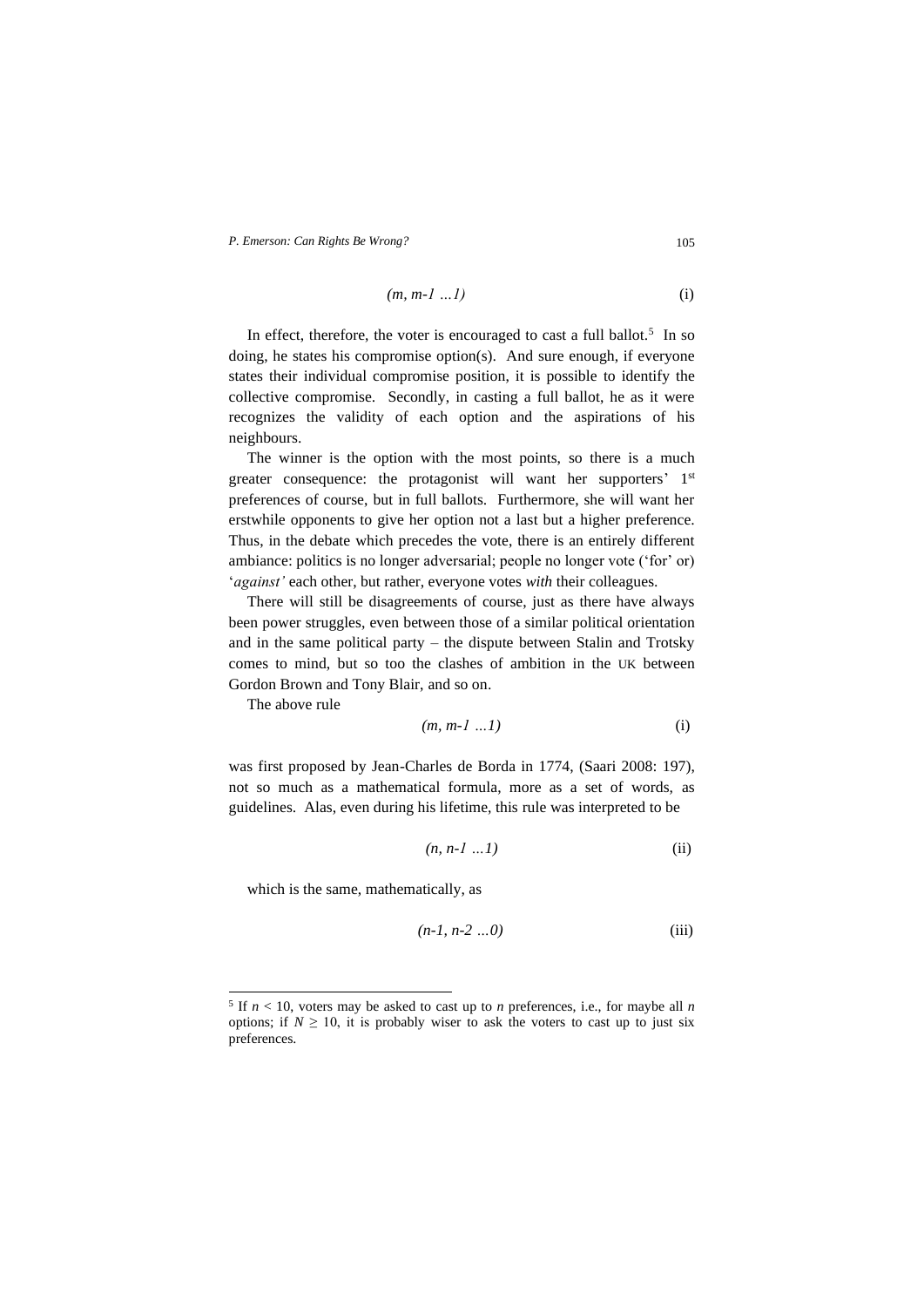$$(m, m\text{-}1 \ldots 1) \qquad \text{(i)}$$

In effect, therefore, the voter is encouraged to cast a full ballot.[5] In so doing, he states his compromise option(s). And sure enough, if everyone states their individual compromise position, it is possible to identify the collective compromise. Secondly, in casting a full ballot, he as it were recognizes the validity of each option and the aspirations of his neighbours.

The winner is the option with the most points, so there is a much greater consequence: the protagonist will want her supporters' 1st preferences of course, but in full ballots. Furthermore, she will want her erstwhile opponents to give her option not a last but a higher preference. Thus, in the debate which precedes the vote, there is an entirely different ambiance: politics is no longer adversarial; people no longer vote ('for' or) '*against'* each other, but rather, everyone votes *with* their colleagues.

There will still be disagreements of course, just as there have always been power struggles, even between those of a similar political orientation and in the same political party – the dispute between Stalin and Trotsky comes to mind, but so too the clashes of ambition in the UK between Gordon Brown and Tony Blair, and so on.

The above rule

$$(m, m\text{-}1 \ldots 1) \qquad \text{(i)}$$

was first proposed by Jean-Charles de Borda in 1774, (Saari 2008: 197), not so much as a mathematical formula, more as a set of words, as guidelines. Alas, even during his lifetime, this rule was interpreted to be

$$(n, n\text{-}1 \ldots 1) \qquad \text{(ii)}$$

which is the same, mathematically, as

$$(n\text{-}1, n\text{-}2 \ldots 0) \qquad \text{(iii)}$$

---

[5] If $n < 10$, voters may be asked to cast up to $n$ preferences, i.e., for maybe all $n$ options; if $N \geq 10$, it is probably wiser to ask the voters to cast up to just six preferences.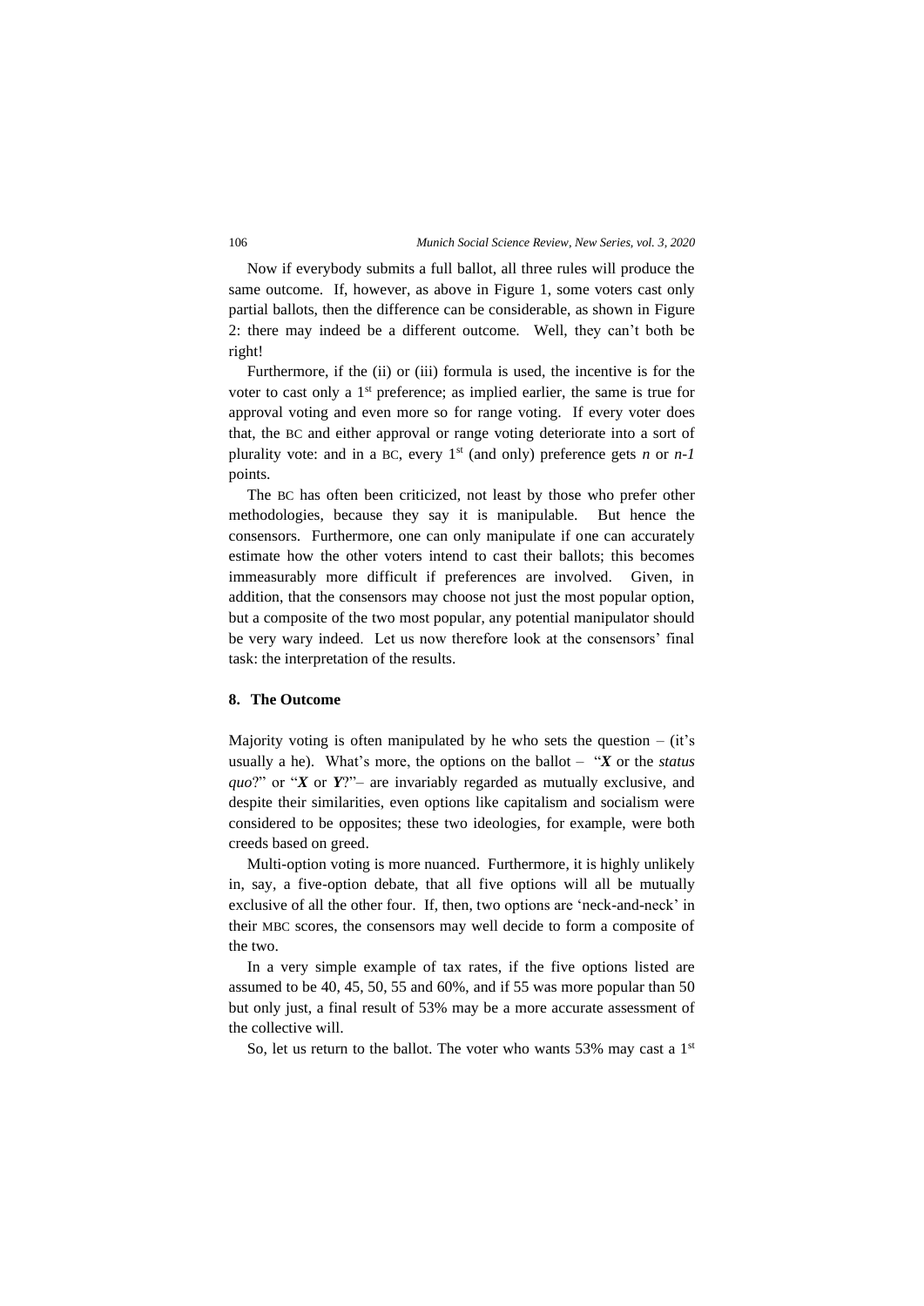Now if everybody submits a full ballot, all three rules will produce the same outcome. If, however, as above in Figure 1, some voters cast only partial ballots, then the difference can be considerable, as shown in Figure 2: there may indeed be a different outcome. Well, they can't both be right!

Furthermore, if the (ii) or (iii) formula is used, the incentive is for the voter to cast only a 1st preference; as implied earlier, the same is true for approval voting and even more so for range voting. If every voter does that, the BC and either approval or range voting deteriorate into a sort of plurality vote: and in a BC, every 1st (and only) preference gets *n* or *n-1* points.

The BC has often been criticized, not least by those who prefer other methodologies, because they say it is manipulable. But hence the consensors. Furthermore, one can only manipulate if one can accurately estimate how the other voters intend to cast their ballots; this becomes immeasurably more difficult if preferences are involved. Given, in addition, that the consensors may choose not just the most popular option, but a composite of the two most popular, any potential manipulator should be very wary indeed. Let us now therefore look at the consensors' final task: the interpretation of the results.

## 8. The Outcome

Majority voting is often manipulated by he who sets the question – (it's usually a he). What's more, the options on the ballot – "***X*** or the *status quo*?" or "***X*** or ***Y***?"– are invariably regarded as mutually exclusive, and despite their similarities, even options like capitalism and socialism were considered to be opposites; these two ideologies, for example, were both creeds based on greed.

Multi-option voting is more nuanced. Furthermore, it is highly unlikely in, say, a five-option debate, that all five options will all be mutually exclusive of all the other four. If, then, two options are 'neck-and-neck' in their MBC scores, the consensors may well decide to form a composite of the two.

In a very simple example of tax rates, if the five options listed are assumed to be 40, 45, 50, 55 and 60%, and if 55 was more popular than 50 but only just, a final result of 53% may be a more accurate assessment of the collective will.

So, let us return to the ballot. The voter who wants 53% may cast a 1st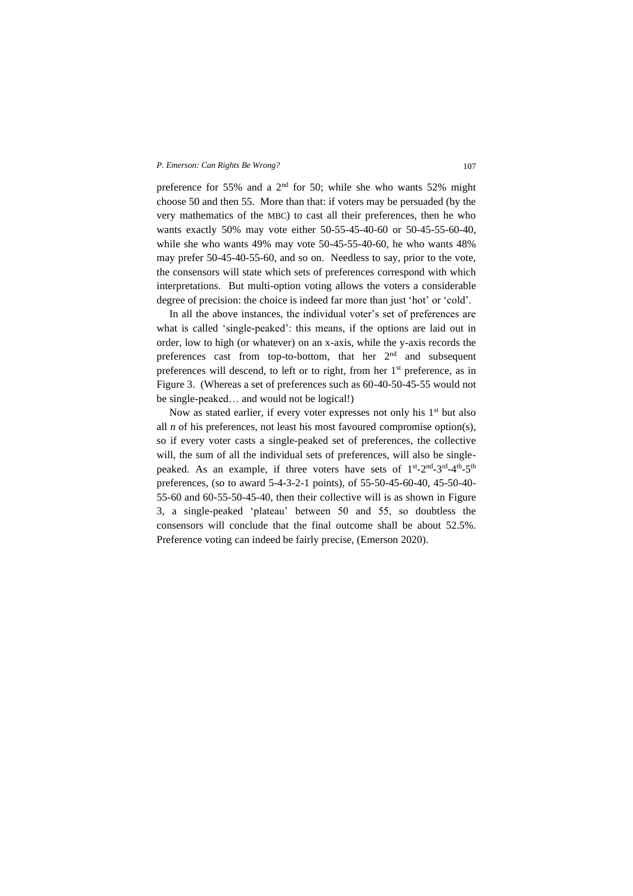preference for 55% and a 2nd for 50; while she who wants 52% might choose 50 and then 55. More than that: if voters may be persuaded (by the very mathematics of the MBC) to cast all their preferences, then he who wants exactly 50% may vote either 50-55-45-40-60 or 50-45-55-60-40, while she who wants 49% may vote 50-45-55-40-60, he who wants 48% may prefer 50-45-40-55-60, and so on. Needless to say, prior to the vote, the consensors will state which sets of preferences correspond with which interpretations. But multi-option voting allows the voters a considerable degree of precision: the choice is indeed far more than just 'hot' or 'cold'.

In all the above instances, the individual voter's set of preferences are what is called 'single-peaked': this means, if the options are laid out in order, low to high (or whatever) on an x-axis, while the y-axis records the preferences cast from top-to-bottom, that her 2nd and subsequent preferences will descend, to left or to right, from her 1st preference, as in Figure 3. (Whereas a set of preferences such as 60-40-50-45-55 would not be single-peaked… and would not be logical!)

Now as stated earlier, if every voter expresses not only his 1st but also all $n$ of his preferences, not least his most favoured compromise option(s), so if every voter casts a single-peaked set of preferences, the collective will, the sum of all the individual sets of preferences, will also be single-peaked. As an example, if three voters have sets of 1st-2nd-3rd-4th-5th preferences, (so to award 5-4-3-2-1 points), of 55-50-45-60-40, 45-50-40-55-60 and 60-55-50-45-40, then their collective will is as shown in Figure 3, a single-peaked 'plateau' between 50 and 55, so doubtless the consensors will conclude that the final outcome shall be about 52.5%. Preference voting can indeed be fairly precise, (Emerson 2020).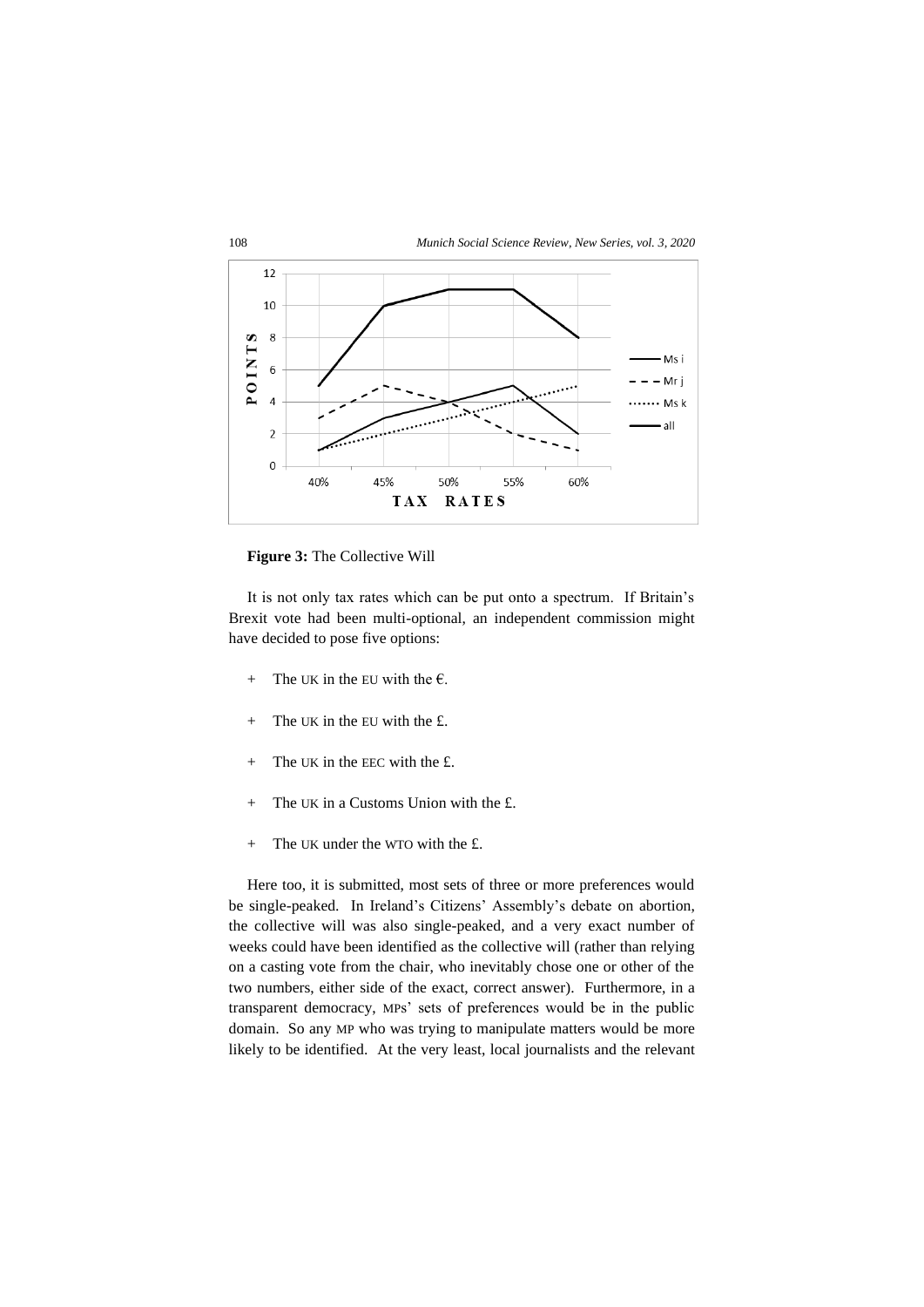**Figure 3:** The Collective Will

It is not only tax rates which can be put onto a spectrum. If Britain's Brexit vote had been multi-optional, an independent commission might have decided to pose five options:

+ The UK in the EU with the €.
+ The UK in the EU with the £.
+ The UK in the EEC with the £.
+ The UK in a Customs Union with the £.
+ The UK under the WTO with the £.

Here too, it is submitted, most sets of three or more preferences would be single-peaked. In Ireland's Citizens' Assembly's debate on abortion, the collective will was also single-peaked, and a very exact number of weeks could have been identified as the collective will (rather than relying on a casting vote from the chair, who inevitably chose one or other of the two numbers, either side of the exact, correct answer). Furthermore, in a transparent democracy, MPs' sets of preferences would be in the public domain. So any MP who was trying to manipulate matters would be more likely to be identified. At the very least, local journalists and the relevant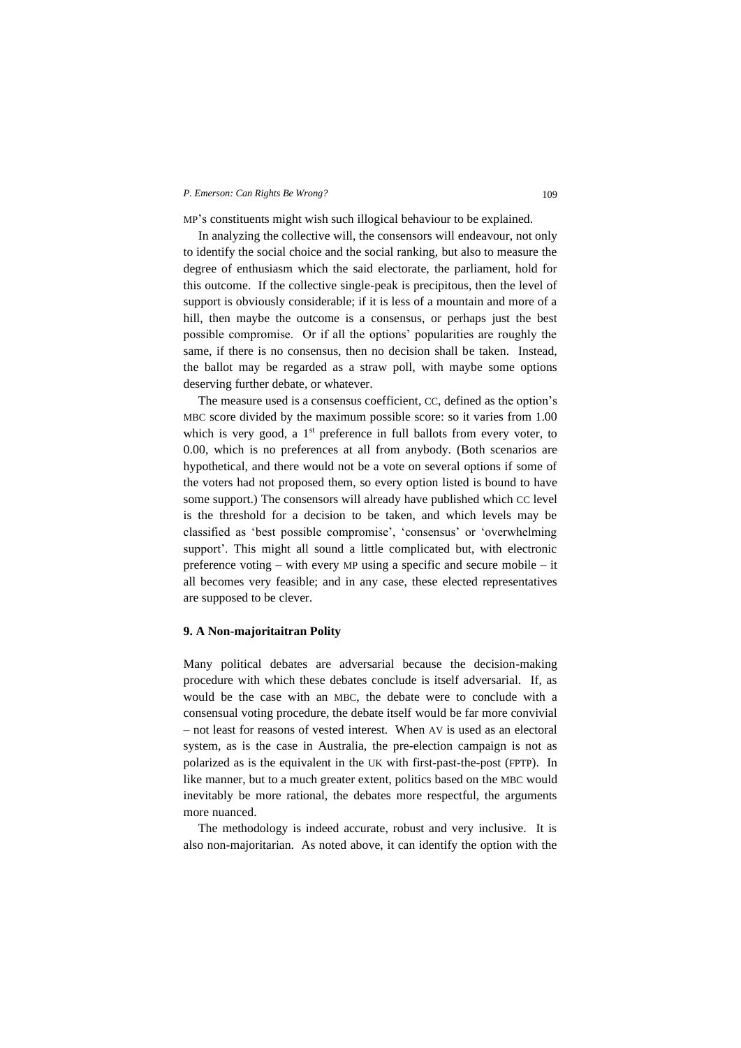MP's constituents might wish such illogical behaviour to be explained.

In analyzing the collective will, the consensors will endeavour, not only to identify the social choice and the social ranking, but also to measure the degree of enthusiasm which the said electorate, the parliament, hold for this outcome. If the collective single-peak is precipitous, then the level of support is obviously considerable; if it is less of a mountain and more of a hill, then maybe the outcome is a consensus, or perhaps just the best possible compromise. Or if all the options' popularities are roughly the same, if there is no consensus, then no decision shall be taken. Instead, the ballot may be regarded as a straw poll, with maybe some options deserving further debate, or whatever.

The measure used is a consensus coefficient, CC, defined as the option's MBC score divided by the maximum possible score: so it varies from 1.00 which is very good, a 1st preference in full ballots from every voter, to 0.00, which is no preferences at all from anybody. (Both scenarios are hypothetical, and there would not be a vote on several options if some of the voters had not proposed them, so every option listed is bound to have some support.) The consensors will already have published which CC level is the threshold for a decision to be taken, and which levels may be classified as 'best possible compromise', 'consensus' or 'overwhelming support'. This might all sound a little complicated but, with electronic preference voting – with every MP using a specific and secure mobile – it all becomes very feasible; and in any case, these elected representatives are supposed to be clever.

### 9. A Non-majoritaitran Polity

Many political debates are adversarial because the decision-making procedure with which these debates conclude is itself adversarial. If, as would be the case with an MBC, the debate were to conclude with a consensual voting procedure, the debate itself would be far more convivial – not least for reasons of vested interest. When AV is used as an electoral system, as is the case in Australia, the pre-election campaign is not as polarized as is the equivalent in the UK with first-past-the-post (FPTP). In like manner, but to a much greater extent, politics based on the MBC would inevitably be more rational, the debates more respectful, the arguments more nuanced.

The methodology is indeed accurate, robust and very inclusive. It is also non-majoritarian. As noted above, it can identify the option with the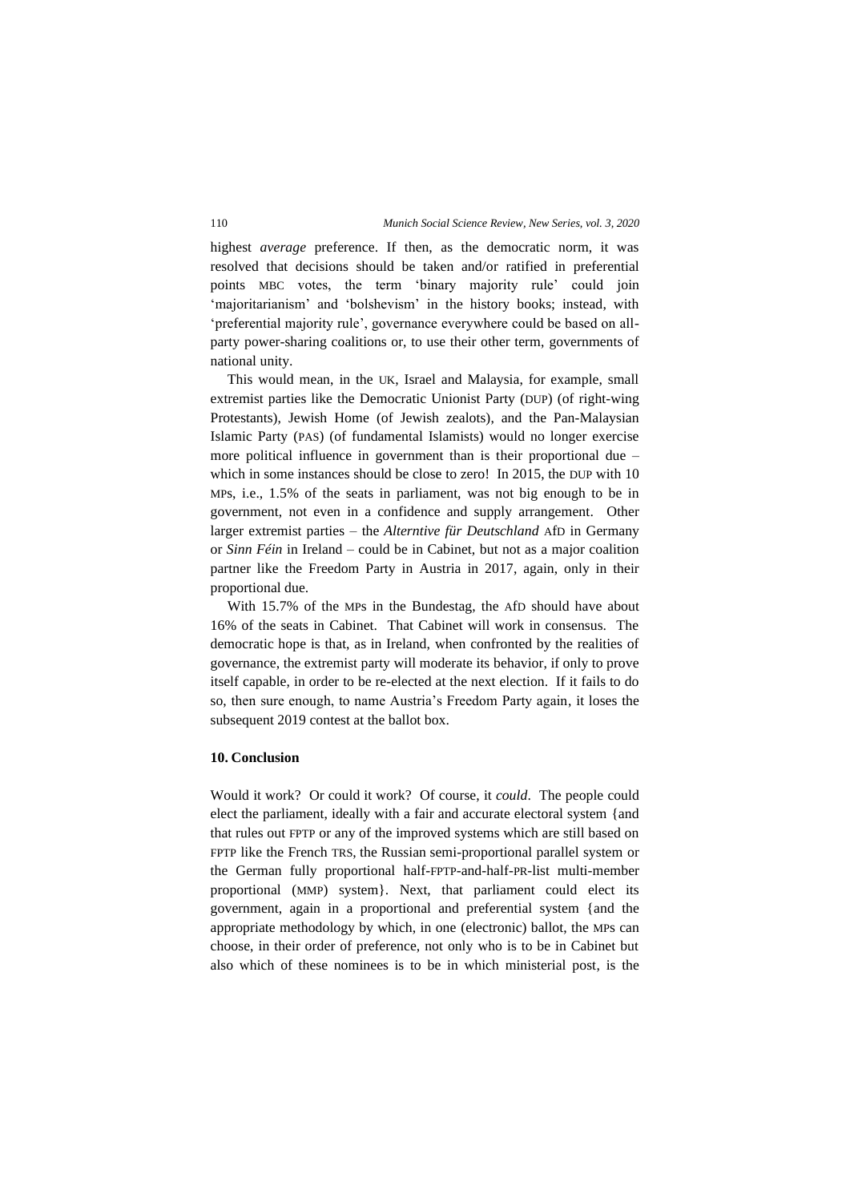highest *average* preference. If then, as the democratic norm, it was resolved that decisions should be taken and/or ratified in preferential points MBC votes, the term 'binary majority rule' could join 'majoritarianism' and 'bolshevism' in the history books; instead, with 'preferential majority rule', governance everywhere could be based on all-party power-sharing coalitions or, to use their other term, governments of national unity.

This would mean, in the UK, Israel and Malaysia, for example, small extremist parties like the Democratic Unionist Party (DUP) (of right-wing Protestants), Jewish Home (of Jewish zealots), and the Pan-Malaysian Islamic Party (PAS) (of fundamental Islamists) would no longer exercise more political influence in government than is their proportional due – which in some instances should be close to zero! In 2015, the DUP with 10 MPs, i.e., 1.5% of the seats in parliament, was not big enough to be in government, not even in a confidence and supply arrangement. Other larger extremist parties – the *Alterntive für Deutschland* AfD in Germany or *Sinn Féin* in Ireland – could be in Cabinet, but not as a major coalition partner like the Freedom Party in Austria in 2017, again, only in their proportional due.

With 15.7% of the MPs in the Bundestag, the AfD should have about 16% of the seats in Cabinet. That Cabinet will work in consensus. The democratic hope is that, as in Ireland, when confronted by the realities of governance, the extremist party will moderate its behavior, if only to prove itself capable, in order to be re-elected at the next election. If it fails to do so, then sure enough, to name Austria's Freedom Party again, it loses the subsequent 2019 contest at the ballot box.

## 10. Conclusion

Would it work? Or could it work? Of course, it *could*. The people could elect the parliament, ideally with a fair and accurate electoral system {and that rules out FPTP or any of the improved systems which are still based on FPTP like the French TRS, the Russian semi-proportional parallel system or the German fully proportional half-FPTP-and-half-PR-list multi-member proportional (MMP) system}. Next, that parliament could elect its government, again in a proportional and preferential system {and the appropriate methodology by which, in one (electronic) ballot, the MPs can choose, in their order of preference, not only who is to be in Cabinet but also which of these nominees is to be in which ministerial post, is the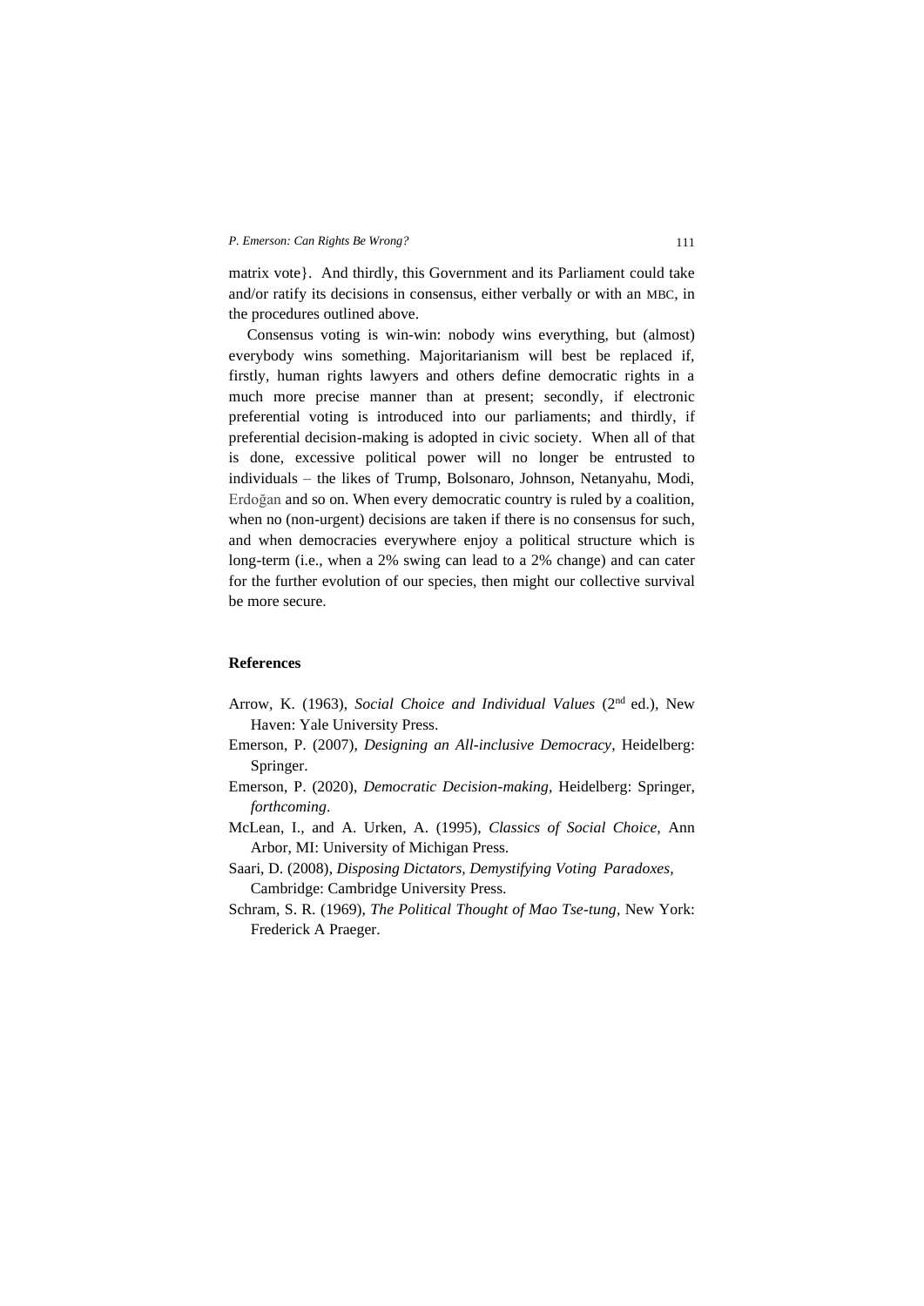matrix vote}. And thirdly, this Government and its Parliament could take and/or ratify its decisions in consensus, either verbally or with an MBC, in the procedures outlined above.

Consensus voting is win-win: nobody wins everything, but (almost) everybody wins something. Majoritarianism will best be replaced if, firstly, human rights lawyers and others define democratic rights in a much more precise manner than at present; secondly, if electronic preferential voting is introduced into our parliaments; and thirdly, if preferential decision-making is adopted in civic society. When all of that is done, excessive political power will no longer be entrusted to individuals – the likes of Trump, Bolsonaro, Johnson, Netanyahu, Modi, Erdoğan and so on. When every democratic country is ruled by a coalition, when no (non-urgent) decisions are taken if there is no consensus for such, and when democracies everywhere enjoy a political structure which is long-term (i.e., when a 2% swing can lead to a 2% change) and can cater for the further evolution of our species, then might our collective survival be more secure.

## References

Arrow, K. (1963), *Social Choice and Individual Values* (2nd ed.), New Haven: Yale University Press.

Emerson, P. (2007), *Designing an All-inclusive Democracy*, Heidelberg: Springer.

Emerson, P. (2020), *Democratic Decision-making*, Heidelberg: Springer, *forthcoming*.

McLean, I., and A. Urken, A. (1995), *Classics of Social Choice*, Ann Arbor, MI: University of Michigan Press.

Saari, D. (2008), *Disposing Dictators, Demystifying Voting Paradoxes*, Cambridge: Cambridge University Press.

Schram, S. R. (1969), *The Political Thought of Mao Tse-tung*, New York: Frederick A Praeger.